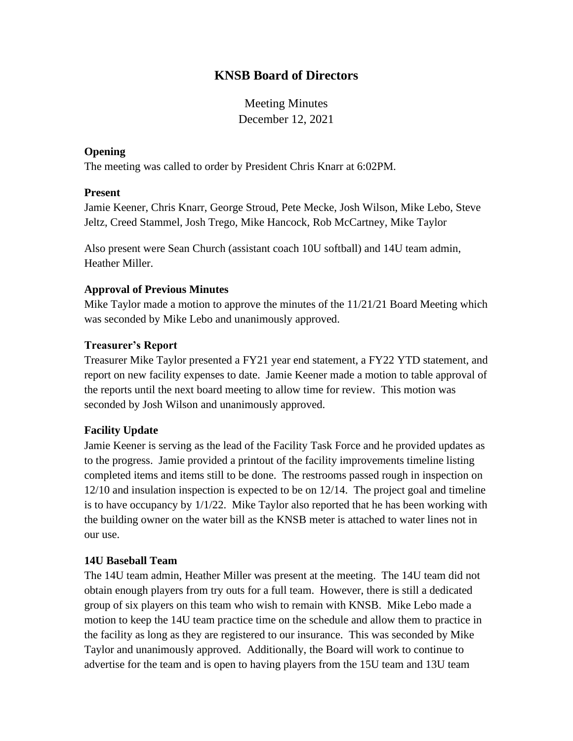# KNSB Board of Directors

Meeting Minutes
December 12, 2021

### Opening

The meeting was called to order by President Chris Knarr at 6:02PM.

### Present

Jamie Keener, Chris Knarr, George Stroud, Pete Mecke, Josh Wilson, Mike Lebo, Steve Jeltz, Creed Stammel, Josh Trego, Mike Hancock, Rob McCartney, Mike Taylor

Also present were Sean Church (assistant coach 10U softball) and 14U team admin, Heather Miller.

### Approval of Previous Minutes

Mike Taylor made a motion to approve the minutes of the 11/21/21 Board Meeting which was seconded by Mike Lebo and unanimously approved.

### Treasurer's Report

Treasurer Mike Taylor presented a FY21 year end statement, a FY22 YTD statement, and report on new facility expenses to date. Jamie Keener made a motion to table approval of the reports until the next board meeting to allow time for review. This motion was seconded by Josh Wilson and unanimously approved.

### Facility Update

Jamie Keener is serving as the lead of the Facility Task Force and he provided updates as to the progress. Jamie provided a printout of the facility improvements timeline listing completed items and items still to be done. The restrooms passed rough in inspection on 12/10 and insulation inspection is expected to be on 12/14. The project goal and timeline is to have occupancy by 1/1/22. Mike Taylor also reported that he has been working with the building owner on the water bill as the KNSB meter is attached to water lines not in our use.

### 14U Baseball Team

The 14U team admin, Heather Miller was present at the meeting. The 14U team did not obtain enough players from try outs for a full team. However, there is still a dedicated group of six players on this team who wish to remain with KNSB. Mike Lebo made a motion to keep the 14U team practice time on the schedule and allow them to practice in the facility as long as they are registered to our insurance. This was seconded by Mike Taylor and unanimously approved. Additionally, the Board will work to continue to advertise for the team and is open to having players from the 15U team and 13U team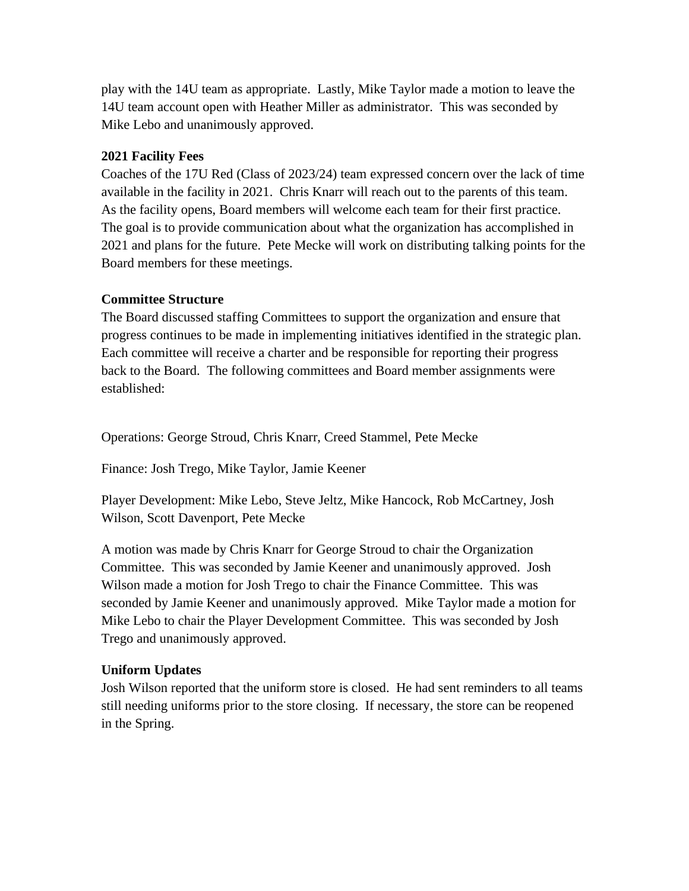play with the 14U team as appropriate. Lastly, Mike Taylor made a motion to leave the 14U team account open with Heather Miller as administrator. This was seconded by Mike Lebo and unanimously approved.

**2021 Facility Fees**

Coaches of the 17U Red (Class of 2023/24) team expressed concern over the lack of time available in the facility in 2021. Chris Knarr will reach out to the parents of this team. As the facility opens, Board members will welcome each team for their first practice. The goal is to provide communication about what the organization has accomplished in 2021 and plans for the future. Pete Mecke will work on distributing talking points for the Board members for these meetings.

**Committee Structure**

The Board discussed staffing Committees to support the organization and ensure that progress continues to be made in implementing initiatives identified in the strategic plan. Each committee will receive a charter and be responsible for reporting their progress back to the Board. The following committees and Board member assignments were established:

Operations: George Stroud, Chris Knarr, Creed Stammel, Pete Mecke

Finance: Josh Trego, Mike Taylor, Jamie Keener

Player Development: Mike Lebo, Steve Jeltz, Mike Hancock, Rob McCartney, Josh Wilson, Scott Davenport, Pete Mecke

A motion was made by Chris Knarr for George Stroud to chair the Organization Committee. This was seconded by Jamie Keener and unanimously approved. Josh Wilson made a motion for Josh Trego to chair the Finance Committee. This was seconded by Jamie Keener and unanimously approved. Mike Taylor made a motion for Mike Lebo to chair the Player Development Committee. This was seconded by Josh Trego and unanimously approved.

**Uniform Updates**

Josh Wilson reported that the uniform store is closed. He had sent reminders to all teams still needing uniforms prior to the store closing. If necessary, the store can be reopened in the Spring.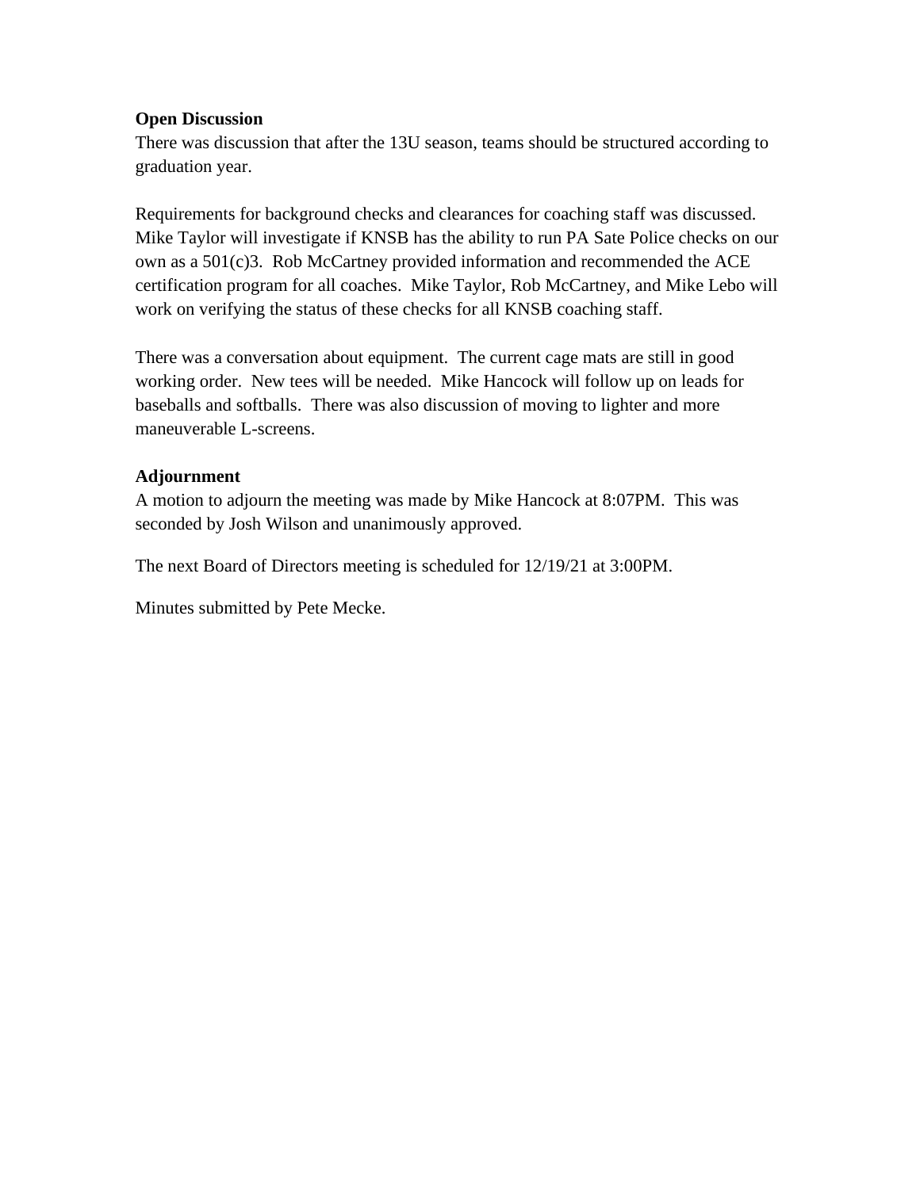**Open Discussion**

There was discussion that after the 13U season, teams should be structured according to graduation year.

Requirements for background checks and clearances for coaching staff was discussed. Mike Taylor will investigate if KNSB has the ability to run PA Sate Police checks on our own as a 501(c)3. Rob McCartney provided information and recommended the ACE certification program for all coaches. Mike Taylor, Rob McCartney, and Mike Lebo will work on verifying the status of these checks for all KNSB coaching staff.

There was a conversation about equipment. The current cage mats are still in good working order. New tees will be needed. Mike Hancock will follow up on leads for baseballs and softballs. There was also discussion of moving to lighter and more maneuverable L-screens.

**Adjournment**

A motion to adjourn the meeting was made by Mike Hancock at 8:07PM. This was seconded by Josh Wilson and unanimously approved.

The next Board of Directors meeting is scheduled for 12/19/21 at 3:00PM.

Minutes submitted by Pete Mecke.